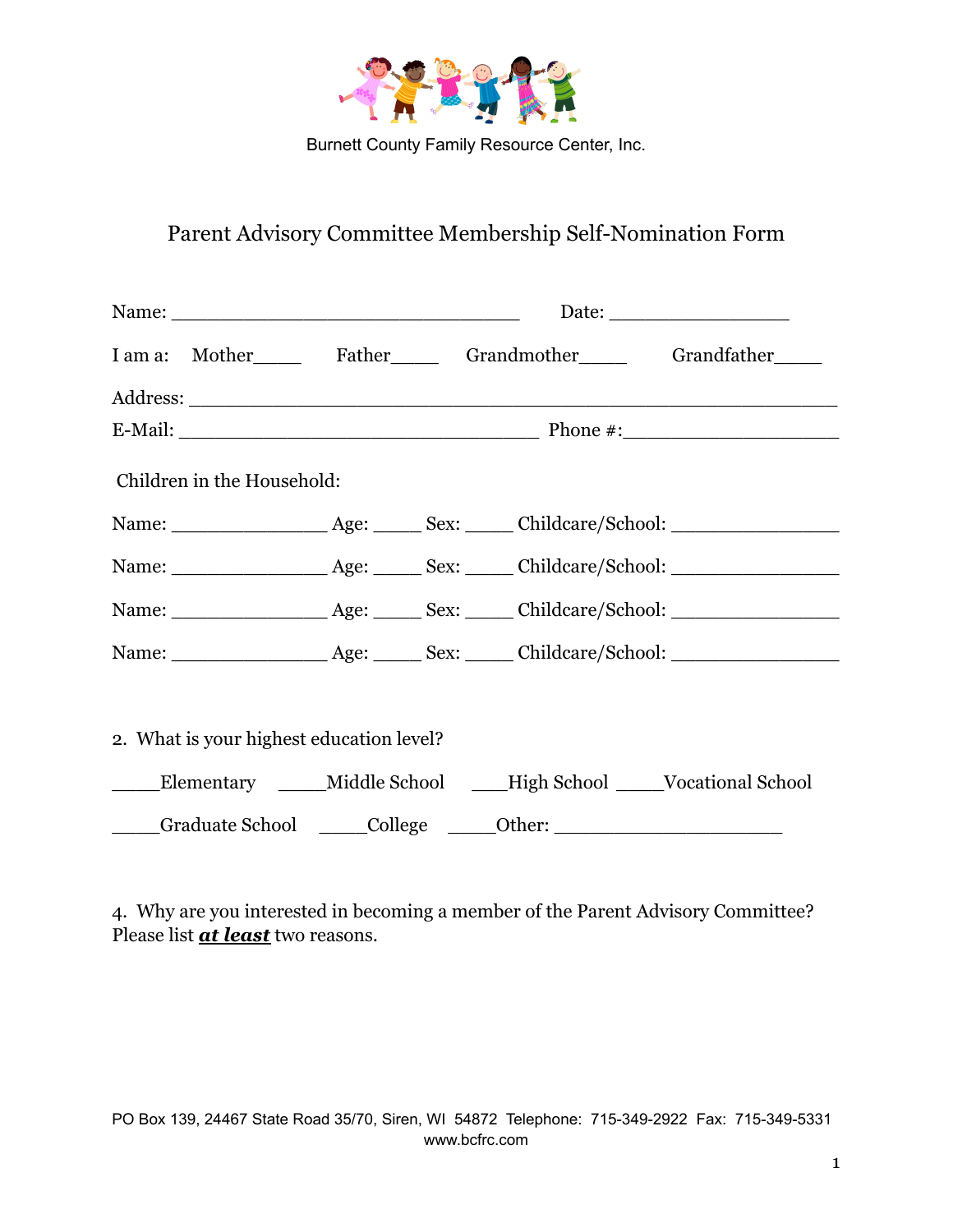Burnett County Family Resource Center, Inc.

# Parent Advisory Committee Membership Self-Nomination Form

Name: ________________________________ Date: ________________

I am a: Mother_____ Father_____ Grandmother_____ Grandfather_____

Address: ____________________________________________________________

E-Mail: _________________________________ Phone #:____________________

Children in the Household:

Name: ______________ Age: _____ Sex: _____ Childcare/School: ________________

Name: ______________ Age: _____ Sex: _____ Childcare/School: ________________

Name: ______________ Age: _____ Sex: _____ Childcare/School: ________________

Name: ______________ Age: _____ Sex: _____ Childcare/School: ________________

2. What is your highest education level?

_____Elementary _____Middle School ____High School _____Vocational School

_____Graduate School _____College _____Other: ____________________

4. Why are you interested in becoming a member of the Parent Advisory Committee? Please list ***at least*** two reasons.

PO Box 139, 24467 State Road 35/70, Siren, WI 54872 Telephone: 715-349-2922 Fax: 715-349-5331
www.bcfrc.com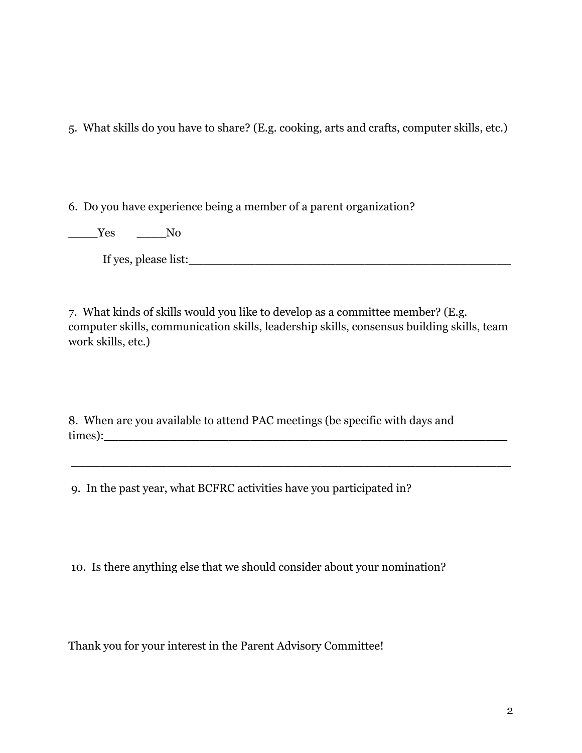5. What skills do you have to share? (E.g. cooking, arts and crafts, computer skills, etc.)

6. Do you have experience being a member of a parent organization?

____Yes ____No

If yes, please list:_____________________________________________

7. What kinds of skills would you like to develop as a committee member? (E.g. computer skills, communication skills, leadership skills, consensus building skills, team work skills, etc.)

8. When are you available to attend PAC meetings (be specific with days and times):_______________________________________________________

_______________________________________________________________

9. In the past year, what BCFRC activities have you participated in?

10. Is there anything else that we should consider about your nomination?

Thank you for your interest in the Parent Advisory Committee!